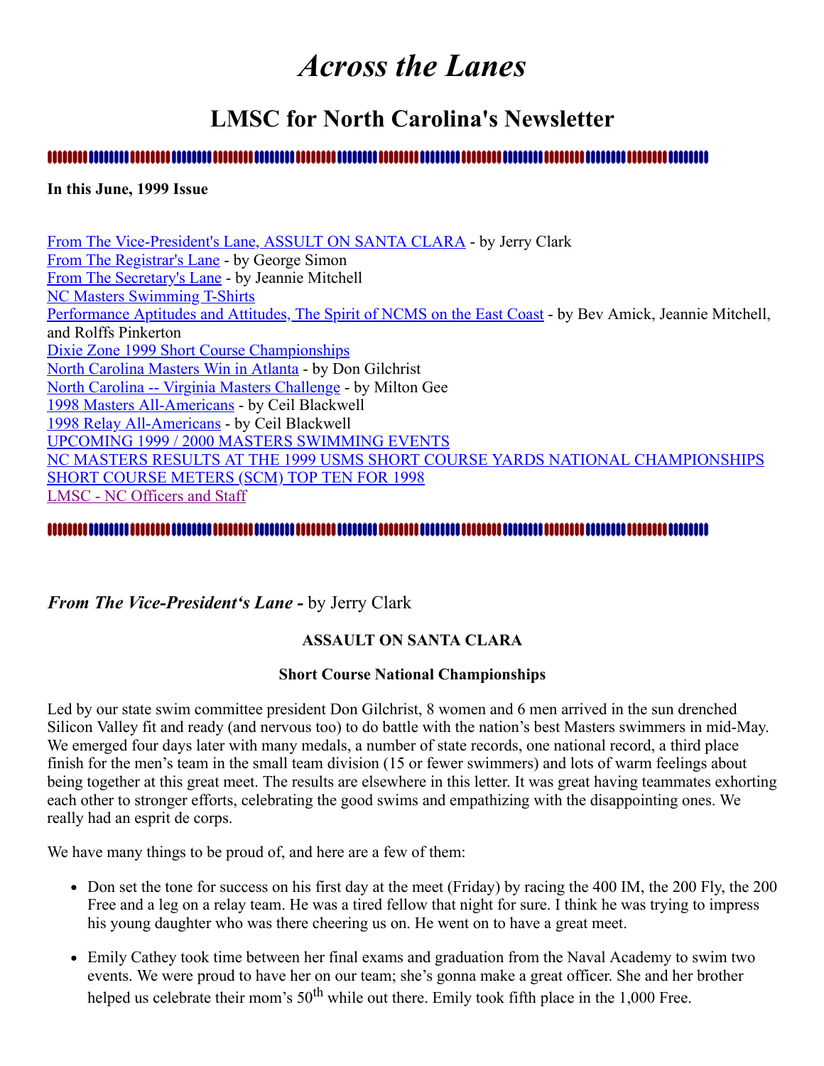# *Across the Lanes*

## LMSC for North Carolina's Newsletter

**In this June, 1999 Issue**

From The Vice-President's Lane, ASSULT ON SANTA CLARA - by Jerry Clark
From The Registrar's Lane - by George Simon
From The Secretary's Lane - by Jeannie Mitchell
NC Masters Swimming T-Shirts
Performance Aptitudes and Attitudes, The Spirit of NCMS on the East Coast - by Bev Amick, Jeannie Mitchell, and Rolffs Pinkerton
Dixie Zone 1999 Short Course Championships
North Carolina Masters Win in Atlanta - by Don Gilchrist
North Carolina -- Virginia Masters Challenge - by Milton Gee
1998 Masters All-Americans - by Ceil Blackwell
1998 Relay All-Americans - by Ceil Blackwell
UPCOMING 1999 / 2000 MASTERS SWIMMING EVENTS
NC MASTERS RESULTS AT THE 1999 USMS SHORT COURSE YARDS NATIONAL CHAMPIONSHIPS
SHORT COURSE METERS (SCM) TOP TEN FOR 1998
LMSC - NC Officers and Staff

### *From The Vice-President's Lane -* by Jerry Clark

**ASSAULT ON SANTA CLARA**

**Short Course National Championships**

Led by our state swim committee president Don Gilchrist, 8 women and 6 men arrived in the sun drenched Silicon Valley fit and ready (and nervous too) to do battle with the nation's best Masters swimmers in mid-May. We emerged four days later with many medals, a number of state records, one national record, a third place finish for the men's team in the small team division (15 or fewer swimmers) and lots of warm feelings about being together at this great meet. The results are elsewhere in this letter. It was great having teammates exhorting each other to stronger efforts, celebrating the good swims and empathizing with the disappointing ones. We really had an esprit de corps.

We have many things to be proud of, and here are a few of them:

- Don set the tone for success on his first day at the meet (Friday) by racing the 400 IM, the 200 Fly, the 200 Free and a leg on a relay team. He was a tired fellow that night for sure. I think he was trying to impress his young daughter who was there cheering us on. He went on to have a great meet.

- Emily Cathey took time between her final exams and graduation from the Naval Academy to swim two events. We were proud to have her on our team; she's gonna make a great officer. She and her brother helped us celebrate their mom's 50th while out there. Emily took fifth place in the 1,000 Free.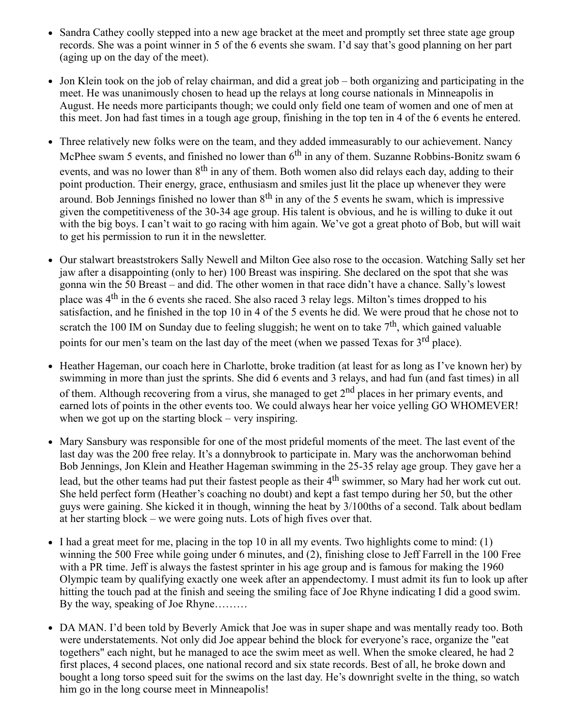- Sandra Cathey coolly stepped into a new age bracket at the meet and promptly set three state age group records. She was a point winner in 5 of the 6 events she swam. I'd say that's good planning on her part (aging up on the day of the meet).

- Jon Klein took on the job of relay chairman, and did a great job – both organizing and participating in the meet. He was unanimously chosen to head up the relays at long course nationals in Minneapolis in August. He needs more participants though; we could only field one team of women and one of men at this meet. Jon had fast times in a tough age group, finishing in the top ten in 4 of the 6 events he entered.

- Three relatively new folks were on the team, and they added immeasurably to our achievement. Nancy McPhee swam 5 events, and finished no lower than 6th in any of them. Suzanne Robbins-Bonitz swam 6 events, and was no lower than 8th in any of them. Both women also did relays each day, adding to their point production. Their energy, grace, enthusiasm and smiles just lit the place up whenever they were around. Bob Jennings finished no lower than 8th in any of the 5 events he swam, which is impressive given the competitiveness of the 30-34 age group. His talent is obvious, and he is willing to duke it out with the big boys. I can't wait to go racing with him again. We've got a great photo of Bob, but will wait to get his permission to run it in the newsletter.

- Our stalwart breaststrokers Sally Newell and Milton Gee also rose to the occasion. Watching Sally set her jaw after a disappointing (only to her) 100 Breast was inspiring. She declared on the spot that she was gonna win the 50 Breast – and did. The other women in that race didn't have a chance. Sally's lowest place was 4th in the 6 events she raced. She also raced 3 relay legs. Milton's times dropped to his satisfaction, and he finished in the top 10 in 4 of the 5 events he did. We were proud that he chose not to scratch the 100 IM on Sunday due to feeling sluggish; he went on to take 7th, which gained valuable points for our men's team on the last day of the meet (when we passed Texas for 3rd place).

- Heather Hageman, our coach here in Charlotte, broke tradition (at least for as long as I've known her) by swimming in more than just the sprints. She did 6 events and 3 relays, and had fun (and fast times) in all of them. Although recovering from a virus, she managed to get 2nd places in her primary events, and earned lots of points in the other events too. We could always hear her voice yelling GO WHOMEVER! when we got up on the starting block – very inspiring.

- Mary Sansbury was responsible for one of the most prideful moments of the meet. The last event of the last day was the 200 free relay. It's a donnybrook to participate in. Mary was the anchorwoman behind Bob Jennings, Jon Klein and Heather Hageman swimming in the 25-35 relay age group. They gave her a lead, but the other teams had put their fastest people as their 4th swimmer, so Mary had her work cut out. She held perfect form (Heather's coaching no doubt) and kept a fast tempo during her 50, but the other guys were gaining. She kicked it in though, winning the heat by 3/100ths of a second. Talk about bedlam at her starting block – we were going nuts. Lots of high fives over that.

- I had a great meet for me, placing in the top 10 in all my events. Two highlights come to mind: (1) winning the 500 Free while going under 6 minutes, and (2), finishing close to Jeff Farrell in the 100 Free with a PR time. Jeff is always the fastest sprinter in his age group and is famous for making the 1960 Olympic team by qualifying exactly one week after an appendectomy. I must admit its fun to look up after hitting the touch pad at the finish and seeing the smiling face of Joe Rhyne indicating I did a good swim. By the way, speaking of Joe Rhyne………

- DA MAN. I'd been told by Beverly Amick that Joe was in super shape and was mentally ready too. Both were understatements. Not only did Joe appear behind the block for everyone's race, organize the "eat togethers" each night, but he managed to ace the swim meet as well. When the smoke cleared, he had 2 first places, 4 second places, one national record and six state records. Best of all, he broke down and bought a long torso speed suit for the swims on the last day. He's downright svelte in the thing, so watch him go in the long course meet in Minneapolis!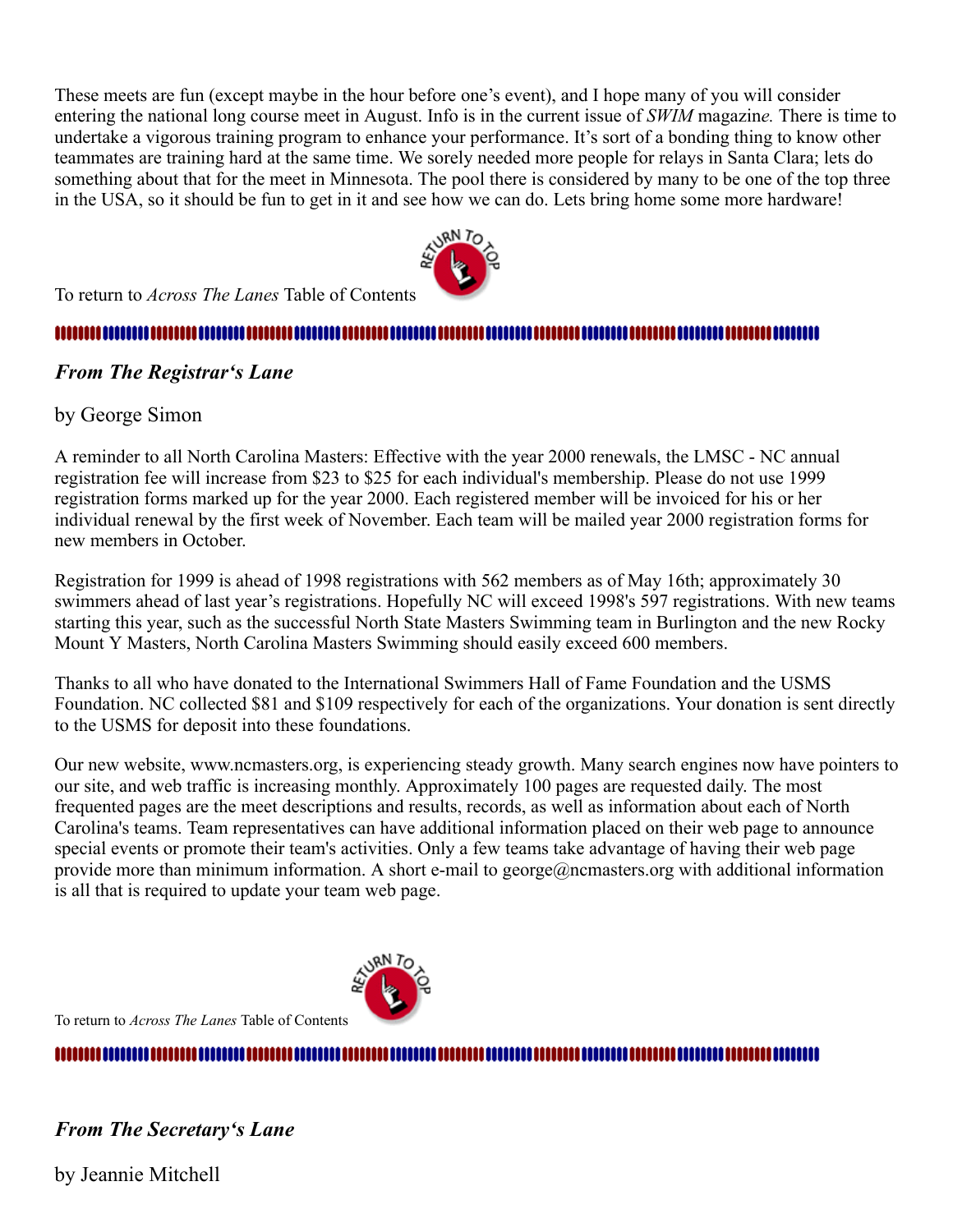These meets are fun (except maybe in the hour before one's event), and I hope many of you will consider entering the national long course meet in August. Info is in the current issue of *SWIM* magazin*e.* There is time to undertake a vigorous training program to enhance your performance. It's sort of a bonding thing to know other teammates are training hard at the same time. We sorely needed more people for relays in Santa Clara; lets do something about that for the meet in Minnesota. The pool there is considered by many to be one of the top three in the USA, so it should be fun to get in it and see how we can do. Lets bring home some more hardware!

To return to *Across The Lanes* Table of Contents

## *From The Registrar's Lane*

by George Simon

A reminder to all North Carolina Masters: Effective with the year 2000 renewals, the LMSC - NC annual registration fee will increase from $23 to $25 for each individual's membership. Please do not use 1999 registration forms marked up for the year 2000. Each registered member will be invoiced for his or her individual renewal by the first week of November. Each team will be mailed year 2000 registration forms for new members in October.

Registration for 1999 is ahead of 1998 registrations with 562 members as of May 16th; approximately 30 swimmers ahead of last year's registrations. Hopefully NC will exceed 1998's 597 registrations. With new teams starting this year, such as the successful North State Masters Swimming team in Burlington and the new Rocky Mount Y Masters, North Carolina Masters Swimming should easily exceed 600 members.

Thanks to all who have donated to the International Swimmers Hall of Fame Foundation and the USMS Foundation. NC collected $81 and $109 respectively for each of the organizations. Your donation is sent directly to the USMS for deposit into these foundations.

Our new website, www.ncmasters.org, is experiencing steady growth. Many search engines now have pointers to our site, and web traffic is increasing monthly. Approximately 100 pages are requested daily. The most frequented pages are the meet descriptions and results, records, as well as information about each of North Carolina's teams. Team representatives can have additional information placed on their web page to announce special events or promote their team's activities. Only a few teams take advantage of having their web page provide more than minimum information. A short e-mail to george@ncmasters.org with additional information is all that is required to update your team web page.

To return to *Across The Lanes* Table of Contents

## *From The Secretary's Lane*

by Jeannie Mitchell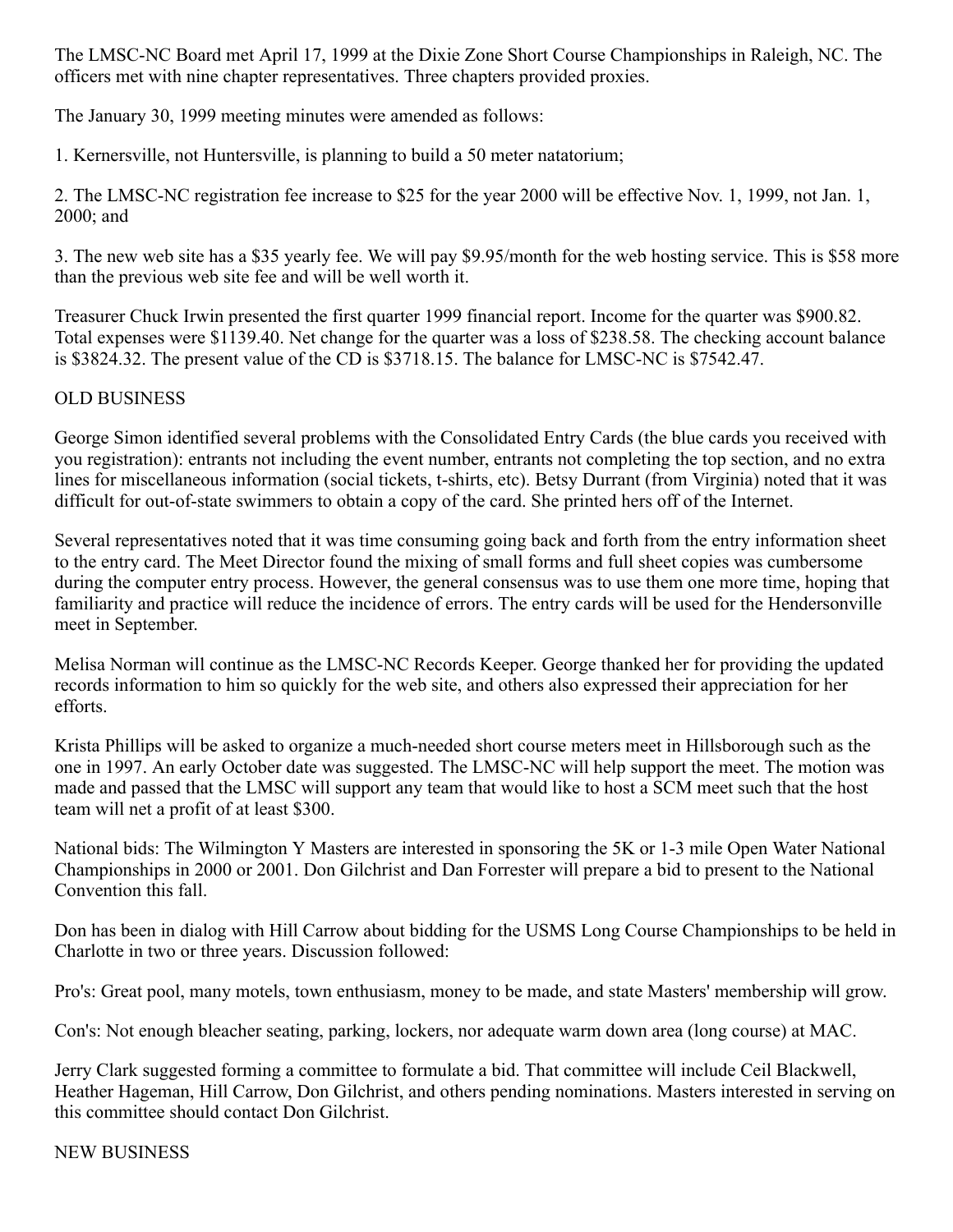The LMSC-NC Board met April 17, 1999 at the Dixie Zone Short Course Championships in Raleigh, NC. The officers met with nine chapter representatives. Three chapters provided proxies.

The January 30, 1999 meeting minutes were amended as follows:

1. Kernersville, not Huntersville, is planning to build a 50 meter natatorium;

2. The LMSC-NC registration fee increase to $25 for the year 2000 will be effective Nov. 1, 1999, not Jan. 1, 2000; and

3. The new web site has a $35 yearly fee. We will pay $9.95/month for the web hosting service. This is $58 more than the previous web site fee and will be well worth it.

Treasurer Chuck Irwin presented the first quarter 1999 financial report. Income for the quarter was $900.82. Total expenses were $1139.40. Net change for the quarter was a loss of $238.58. The checking account balance is $3824.32. The present value of the CD is $3718.15. The balance for LMSC-NC is $7542.47.

OLD BUSINESS

George Simon identified several problems with the Consolidated Entry Cards (the blue cards you received with you registration): entrants not including the event number, entrants not completing the top section, and no extra lines for miscellaneous information (social tickets, t-shirts, etc). Betsy Durrant (from Virginia) noted that it was difficult for out-of-state swimmers to obtain a copy of the card. She printed hers off of the Internet.

Several representatives noted that it was time consuming going back and forth from the entry information sheet to the entry card. The Meet Director found the mixing of small forms and full sheet copies was cumbersome during the computer entry process. However, the general consensus was to use them one more time, hoping that familiarity and practice will reduce the incidence of errors. The entry cards will be used for the Hendersonville meet in September.

Melisa Norman will continue as the LMSC-NC Records Keeper. George thanked her for providing the updated records information to him so quickly for the web site, and others also expressed their appreciation for her efforts.

Krista Phillips will be asked to organize a much-needed short course meters meet in Hillsborough such as the one in 1997. An early October date was suggested. The LMSC-NC will help support the meet. The motion was made and passed that the LMSC will support any team that would like to host a SCM meet such that the host team will net a profit of at least $300.

National bids: The Wilmington Y Masters are interested in sponsoring the 5K or 1-3 mile Open Water National Championships in 2000 or 2001. Don Gilchrist and Dan Forrester will prepare a bid to present to the National Convention this fall.

Don has been in dialog with Hill Carrow about bidding for the USMS Long Course Championships to be held in Charlotte in two or three years. Discussion followed:

Pro's: Great pool, many motels, town enthusiasm, money to be made, and state Masters' membership will grow.

Con's: Not enough bleacher seating, parking, lockers, nor adequate warm down area (long course) at MAC.

Jerry Clark suggested forming a committee to formulate a bid. That committee will include Ceil Blackwell, Heather Hageman, Hill Carrow, Don Gilchrist, and others pending nominations. Masters interested in serving on this committee should contact Don Gilchrist.

NEW BUSINESS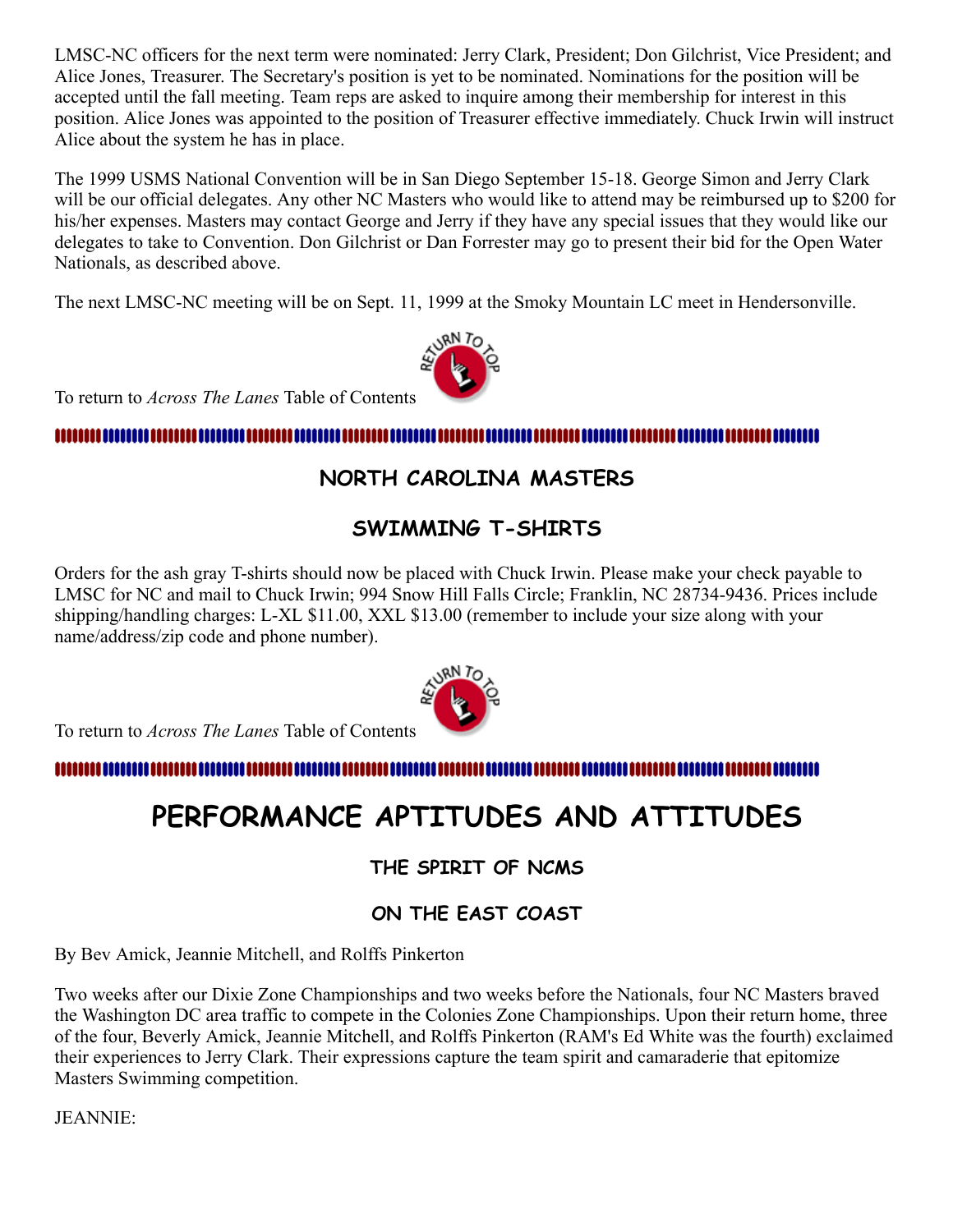LMSC-NC officers for the next term were nominated: Jerry Clark, President; Don Gilchrist, Vice President; and Alice Jones, Treasurer. The Secretary's position is yet to be nominated. Nominations for the position will be accepted until the fall meeting. Team reps are asked to inquire among their membership for interest in this position. Alice Jones was appointed to the position of Treasurer effective immediately. Chuck Irwin will instruct Alice about the system he has in place.

The 1999 USMS National Convention will be in San Diego September 15-18. George Simon and Jerry Clark will be our official delegates. Any other NC Masters who would like to attend may be reimbursed up to $200 for his/her expenses. Masters may contact George and Jerry if they have any special issues that they would like our delegates to take to Convention. Don Gilchrist or Dan Forrester may go to present their bid for the Open Water Nationals, as described above.

The next LMSC-NC meeting will be on Sept. 11, 1999 at the Smoky Mountain LC meet in Hendersonville.

To return to *Across The Lanes* Table of Contents

### NORTH CAROLINA MASTERS

### SWIMMING T-SHIRTS

Orders for the ash gray T-shirts should now be placed with Chuck Irwin. Please make your check payable to LMSC for NC and mail to Chuck Irwin; 994 Snow Hill Falls Circle; Franklin, NC 28734-9436. Prices include shipping/handling charges: L-XL $11.00, XXL $13.00 (remember to include your size along with your name/address/zip code and phone number).

To return to *Across The Lanes* Table of Contents

# PERFORMANCE APTITUDES AND ATTITUDES

### THE SPIRIT OF NCMS

### ON THE EAST COAST

By Bev Amick, Jeannie Mitchell, and Rolffs Pinkerton

Two weeks after our Dixie Zone Championships and two weeks before the Nationals, four NC Masters braved the Washington DC area traffic to compete in the Colonies Zone Championships. Upon their return home, three of the four, Beverly Amick, Jeannie Mitchell, and Rolffs Pinkerton (RAM's Ed White was the fourth) exclaimed their experiences to Jerry Clark. Their expressions capture the team spirit and camaraderie that epitomize Masters Swimming competition.

JEANNIE: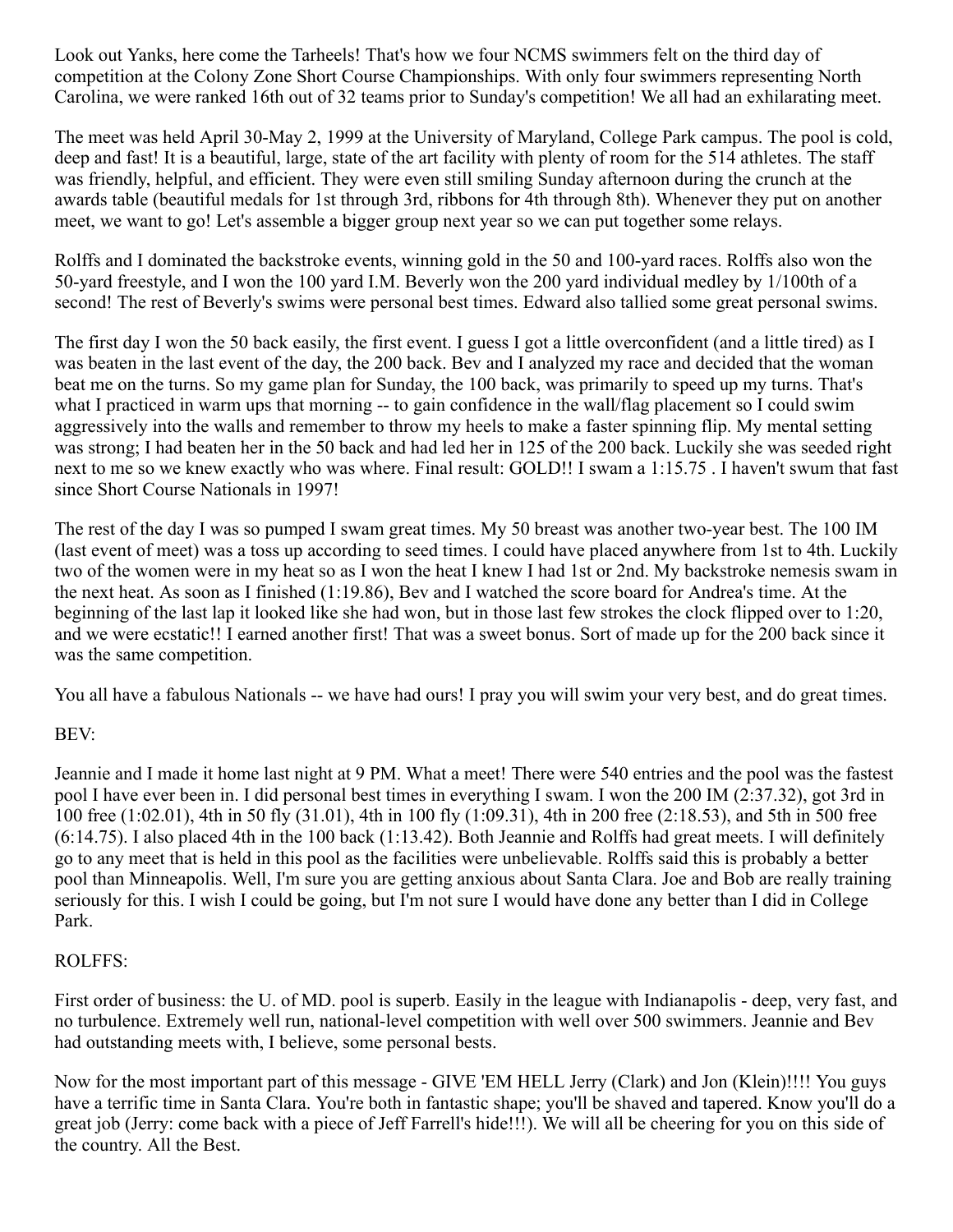Look out Yanks, here come the Tarheels! That's how we four NCMS swimmers felt on the third day of competition at the Colony Zone Short Course Championships. With only four swimmers representing North Carolina, we were ranked 16th out of 32 teams prior to Sunday's competition! We all had an exhilarating meet.

The meet was held April 30-May 2, 1999 at the University of Maryland, College Park campus. The pool is cold, deep and fast! It is a beautiful, large, state of the art facility with plenty of room for the 514 athletes. The staff was friendly, helpful, and efficient. They were even still smiling Sunday afternoon during the crunch at the awards table (beautiful medals for 1st through 3rd, ribbons for 4th through 8th). Whenever they put on another meet, we want to go! Let's assemble a bigger group next year so we can put together some relays.

Rolffs and I dominated the backstroke events, winning gold in the 50 and 100-yard races. Rolffs also won the 50-yard freestyle, and I won the 100 yard I.M. Beverly won the 200 yard individual medley by 1/100th of a second! The rest of Beverly's swims were personal best times. Edward also tallied some great personal swims.

The first day I won the 50 back easily, the first event. I guess I got a little overconfident (and a little tired) as I was beaten in the last event of the day, the 200 back. Bev and I analyzed my race and decided that the woman beat me on the turns. So my game plan for Sunday, the 100 back, was primarily to speed up my turns. That's what I practiced in warm ups that morning -- to gain confidence in the wall/flag placement so I could swim aggressively into the walls and remember to throw my heels to make a faster spinning flip. My mental setting was strong; I had beaten her in the 50 back and had led her in 125 of the 200 back. Luckily she was seeded right next to me so we knew exactly who was where. Final result: GOLD!! I swam a 1:15.75 . I haven't swum that fast since Short Course Nationals in 1997!

The rest of the day I was so pumped I swam great times. My 50 breast was another two-year best. The 100 IM (last event of meet) was a toss up according to seed times. I could have placed anywhere from 1st to 4th. Luckily two of the women were in my heat so as I won the heat I knew I had 1st or 2nd. My backstroke nemesis swam in the next heat. As soon as I finished (1:19.86), Bev and I watched the score board for Andrea's time. At the beginning of the last lap it looked like she had won, but in those last few strokes the clock flipped over to 1:20, and we were ecstatic!! I earned another first! That was a sweet bonus. Sort of made up for the 200 back since it was the same competition.

You all have a fabulous Nationals -- we have had ours! I pray you will swim your very best, and do great times.

BEV:

Jeannie and I made it home last night at 9 PM. What a meet! There were 540 entries and the pool was the fastest pool I have ever been in. I did personal best times in everything I swam. I won the 200 IM (2:37.32), got 3rd in 100 free (1:02.01), 4th in 50 fly (31.01), 4th in 100 fly (1:09.31), 4th in 200 free (2:18.53), and 5th in 500 free (6:14.75). I also placed 4th in the 100 back (1:13.42). Both Jeannie and Rolffs had great meets. I will definitely go to any meet that is held in this pool as the facilities were unbelievable. Rolffs said this is probably a better pool than Minneapolis. Well, I'm sure you are getting anxious about Santa Clara. Joe and Bob are really training seriously for this. I wish I could be going, but I'm not sure I would have done any better than I did in College Park.

ROLFFS:

First order of business: the U. of MD. pool is superb. Easily in the league with Indianapolis - deep, very fast, and no turbulence. Extremely well run, national-level competition with well over 500 swimmers. Jeannie and Bev had outstanding meets with, I believe, some personal bests.

Now for the most important part of this message - GIVE 'EM HELL Jerry (Clark) and Jon (Klein)!!!! You guys have a terrific time in Santa Clara. You're both in fantastic shape; you'll be shaved and tapered. Know you'll do a great job (Jerry: come back with a piece of Jeff Farrell's hide!!!). We will all be cheering for you on this side of the country. All the Best.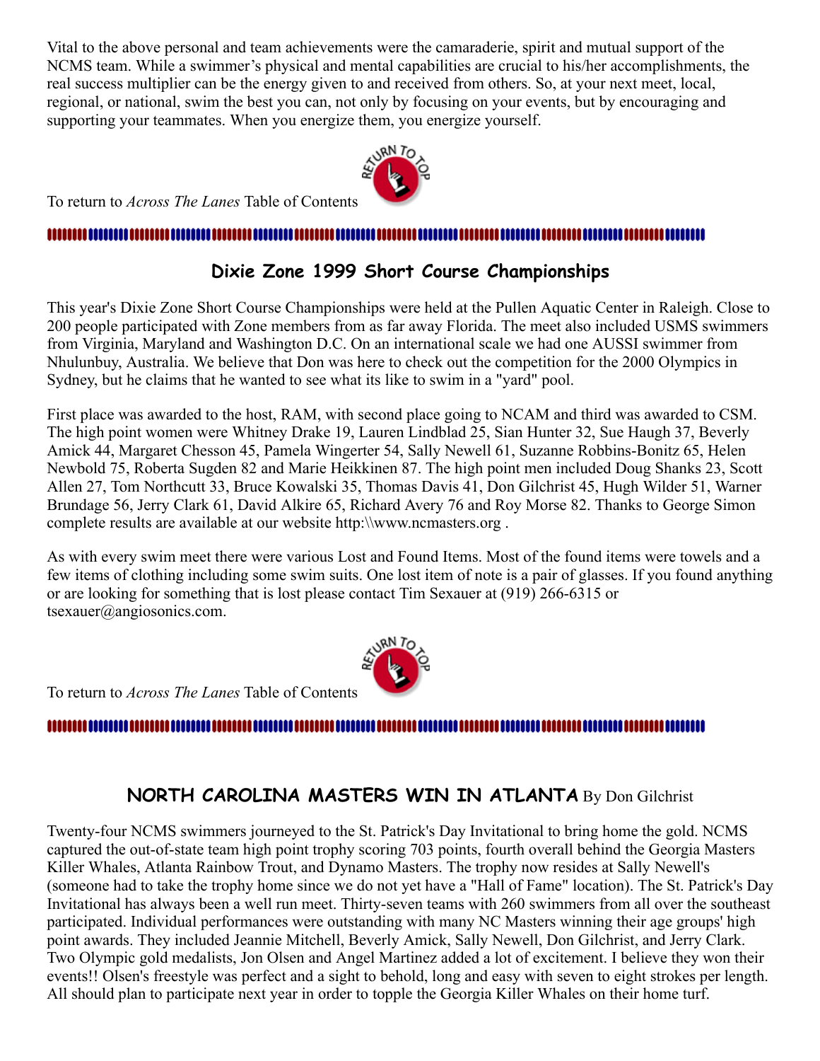Vital to the above personal and team achievements were the camaraderie, spirit and mutual support of the NCMS team. While a swimmer's physical and mental capabilities are crucial to his/her accomplishments, the real success multiplier can be the energy given to and received from others. So, at your next meet, local, regional, or national, swim the best you can, not only by focusing on your events, but by encouraging and supporting your teammates. When you energize them, you energize yourself.

To return to *Across The Lanes* Table of Contents

## Dixie Zone 1999 Short Course Championships

This year's Dixie Zone Short Course Championships were held at the Pullen Aquatic Center in Raleigh. Close to 200 people participated with Zone members from as far away Florida. The meet also included USMS swimmers from Virginia, Maryland and Washington D.C. On an international scale we had one AUSSI swimmer from Nhulunbuy, Australia. We believe that Don was here to check out the competition for the 2000 Olympics in Sydney, but he claims that he wanted to see what its like to swim in a "yard" pool.

First place was awarded to the host, RAM, with second place going to NCAM and third was awarded to CSM. The high point women were Whitney Drake 19, Lauren Lindblad 25, Sian Hunter 32, Sue Haugh 37, Beverly Amick 44, Margaret Chesson 45, Pamela Wingerter 54, Sally Newell 61, Suzanne Robbins-Bonitz 65, Helen Newbold 75, Roberta Sugden 82 and Marie Heikkinen 87. The high point men included Doug Shanks 23, Scott Allen 27, Tom Northcutt 33, Bruce Kowalski 35, Thomas Davis 41, Don Gilchrist 45, Hugh Wilder 51, Warner Brundage 56, Jerry Clark 61, David Alkire 65, Richard Avery 76 and Roy Morse 82. Thanks to George Simon complete results are available at our website http:\\www.ncmasters.org .

As with every swim meet there were various Lost and Found Items. Most of the found items were towels and a few items of clothing including some swim suits. One lost item of note is a pair of glasses. If you found anything or are looking for something that is lost please contact Tim Sexauer at (919) 266-6315 or tsexauer@angiosonics.com.

To return to *Across The Lanes* Table of Contents

## NORTH CAROLINA MASTERS WIN IN ATLANTA By Don Gilchrist

Twenty-four NCMS swimmers journeyed to the St. Patrick's Day Invitational to bring home the gold. NCMS captured the out-of-state team high point trophy scoring 703 points, fourth overall behind the Georgia Masters Killer Whales, Atlanta Rainbow Trout, and Dynamo Masters. The trophy now resides at Sally Newell's (someone had to take the trophy home since we do not yet have a "Hall of Fame" location). The St. Patrick's Day Invitational has always been a well run meet. Thirty-seven teams with 260 swimmers from all over the southeast participated. Individual performances were outstanding with many NC Masters winning their age groups' high point awards. They included Jeannie Mitchell, Beverly Amick, Sally Newell, Don Gilchrist, and Jerry Clark. Two Olympic gold medalists, Jon Olsen and Angel Martinez added a lot of excitement. I believe they won their events!! Olsen's freestyle was perfect and a sight to behold, long and easy with seven to eight strokes per length. All should plan to participate next year in order to topple the Georgia Killer Whales on their home turf.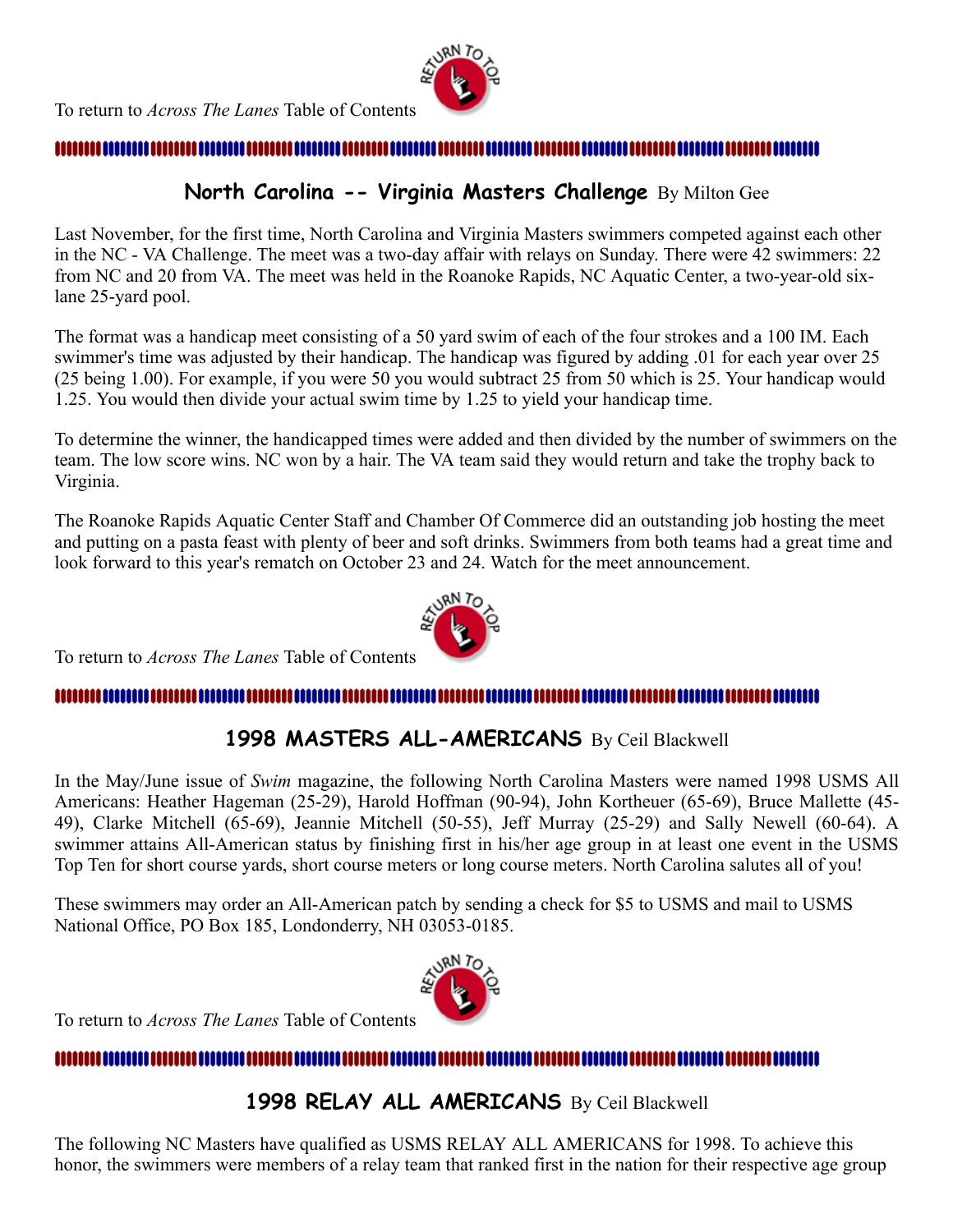To return to *Across The Lanes* Table of Contents

## North Carolina -- Virginia Masters Challenge By Milton Gee

Last November, for the first time, North Carolina and Virginia Masters swimmers competed against each other in the NC - VA Challenge. The meet was a two-day affair with relays on Sunday. There were 42 swimmers: 22 from NC and 20 from VA. The meet was held in the Roanoke Rapids, NC Aquatic Center, a two-year-old six-lane 25-yard pool.

The format was a handicap meet consisting of a 50 yard swim of each of the four strokes and a 100 IM. Each swimmer's time was adjusted by their handicap. The handicap was figured by adding .01 for each year over 25 (25 being 1.00). For example, if you were 50 you would subtract 25 from 50 which is 25. Your handicap would 1.25. You would then divide your actual swim time by 1.25 to yield your handicap time.

To determine the winner, the handicapped times were added and then divided by the number of swimmers on the team. The low score wins. NC won by a hair. The VA team said they would return and take the trophy back to Virginia.

The Roanoke Rapids Aquatic Center Staff and Chamber Of Commerce did an outstanding job hosting the meet and putting on a pasta feast with plenty of beer and soft drinks. Swimmers from both teams had a great time and look forward to this year's rematch on October 23 and 24. Watch for the meet announcement.

To return to *Across The Lanes* Table of Contents

## 1998 MASTERS ALL-AMERICANS By Ceil Blackwell

In the May/June issue of *Swim* magazine, the following North Carolina Masters were named 1998 USMS All Americans: Heather Hageman (25-29), Harold Hoffman (90-94), John Kortheuer (65-69), Bruce Mallette (45-49), Clarke Mitchell (65-69), Jeannie Mitchell (50-55), Jeff Murray (25-29) and Sally Newell (60-64). A swimmer attains All-American status by finishing first in his/her age group in at least one event in the USMS Top Ten for short course yards, short course meters or long course meters. North Carolina salutes all of you!

These swimmers may order an All-American patch by sending a check for $5 to USMS and mail to USMS National Office, PO Box 185, Londonderry, NH 03053-0185.

To return to *Across The Lanes* Table of Contents

## 1998 RELAY ALL AMERICANS By Ceil Blackwell

The following NC Masters have qualified as USMS RELAY ALL AMERICANS for 1998. To achieve this honor, the swimmers were members of a relay team that ranked first in the nation for their respective age group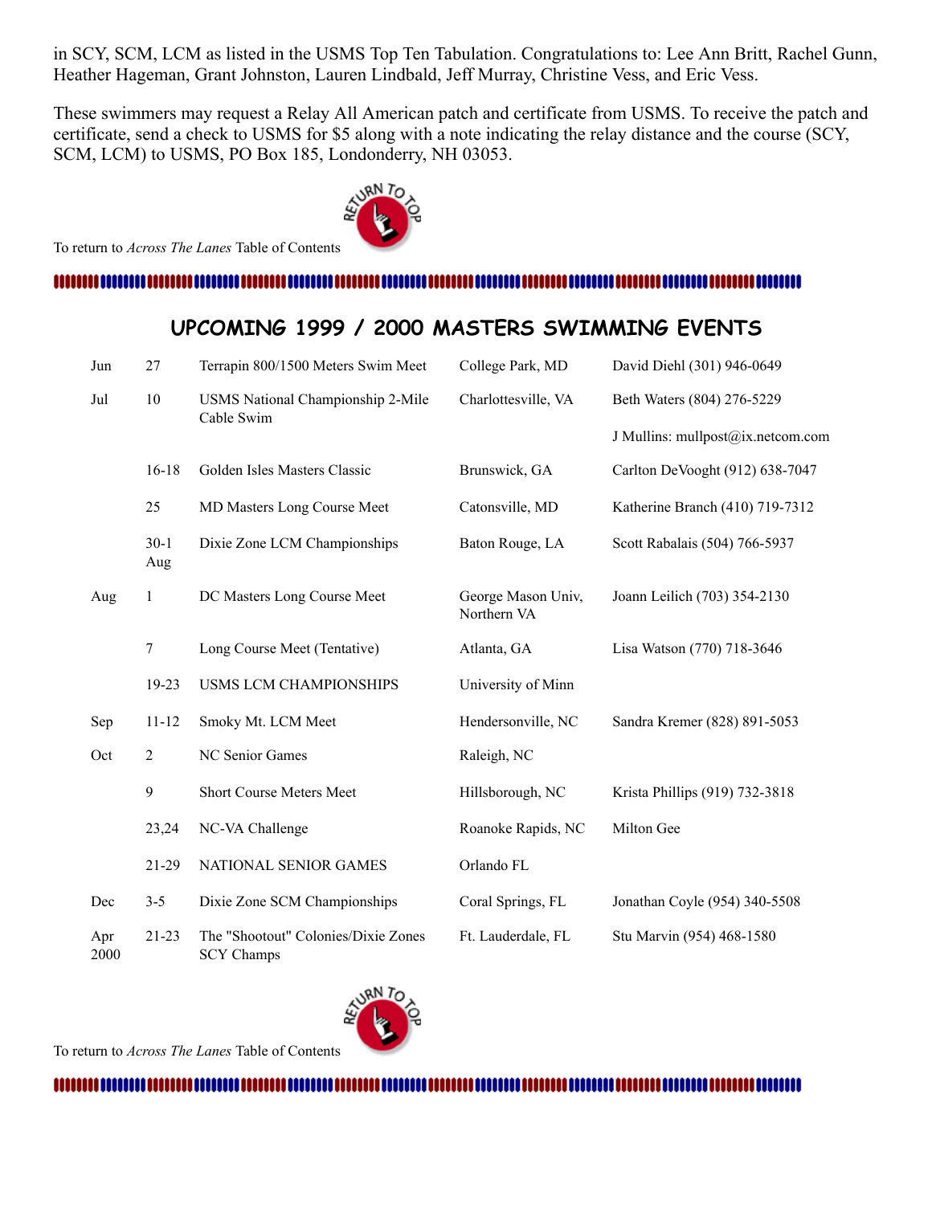in SCY, SCM, LCM as listed in the USMS Top Ten Tabulation. Congratulations to: Lee Ann Britt, Rachel Gunn, Heather Hageman, Grant Johnston, Lauren Lindbald, Jeff Murray, Christine Vess, and Eric Vess.

These swimmers may request a Relay All American patch and certificate from USMS. To receive the patch and certificate, send a check to USMS for $5 along with a note indicating the relay distance and the course (SCY, SCM, LCM) to USMS, PO Box 185, Londonderry, NH 03053.

To return to *Across The Lanes* Table of Contents

## UPCOMING 1999 / 2000 MASTERS SWIMMING EVENTS

| Month | Date | Event | Location | Contact |
|---|---|---|---|---|
| Jun | 27 | Terrapin 800/1500 Meters Swim Meet | College Park, MD | David Diehl (301) 946-0649 |
| Jul | 10 | USMS National Championship 2-Mile Cable Swim | Charlottesville, VA | Beth Waters (804) 276-5229 |
| | | | | J Mullins: mullpost@ix.netcom.com |
| | 16-18 | Golden Isles Masters Classic | Brunswick, GA | Carlton DeVooght (912) 638-7047 |
| | 25 | MD Masters Long Course Meet | Catonsville, MD | Katherine Branch (410) 719-7312 |
| | 30-1 Aug | Dixie Zone LCM Championships | Baton Rouge, LA | Scott Rabalais (504) 766-5937 |
| Aug | 1 | DC Masters Long Course Meet | George Mason Univ, Northern VA | Joann Leilich (703) 354-2130 |
| | 7 | Long Course Meet (Tentative) | Atlanta, GA | Lisa Watson (770) 718-3646 |
| | 19-23 | USMS LCM CHAMPIONSHIPS | University of Minn | |
| Sep | 11-12 | Smoky Mt. LCM Meet | Hendersonville, NC | Sandra Kremer (828) 891-5053 |
| Oct | 2 | NC Senior Games | Raleigh, NC | |
| | 9 | Short Course Meters Meet | Hillsborough, NC | Krista Phillips (919) 732-3818 |
| | 23,24 | NC-VA Challenge | Roanoke Rapids, NC | Milton Gee |
| | 21-29 | NATIONAL SENIOR GAMES | Orlando FL | |
| Dec | 3-5 | Dixie Zone SCM Championships | Coral Springs, FL | Jonathan Coyle (954) 340-5508 |
| Apr 2000 | 21-23 | The "Shootout" Colonies/Dixie Zones SCY Champs | Ft. Lauderdale, FL | Stu Marvin (954) 468-1580 |

To return to *Across The Lanes* Table of Contents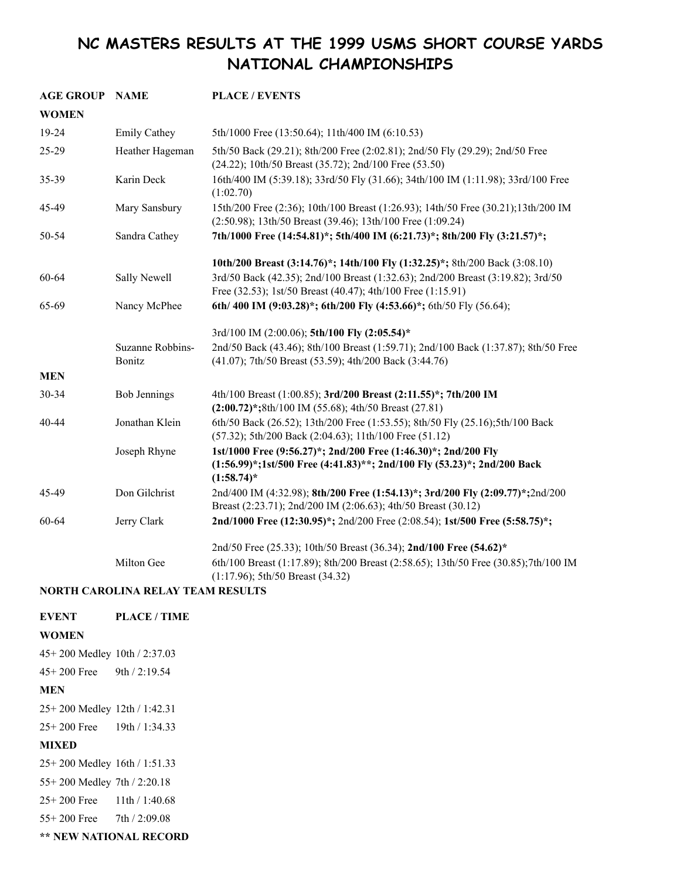# NC MASTERS RESULTS AT THE 1999 USMS SHORT COURSE YARDS NATIONAL CHAMPIONSHIPS

| AGE GROUP | NAME | PLACE / EVENTS |
|---|---|---|
| **WOMEN** | | |
| 19-24 | Emily Cathey | 5th/1000 Free (13:50.64); 11th/400 IM (6:10.53) |
| 25-29 | Heather Hageman | 5th/50 Back (29.21); 8th/200 Free (2:02.81); 2nd/50 Fly (29.29); 2nd/50 Free (24.22); 10th/50 Breast (35.72); 2nd/100 Free (53.50) |
| 35-39 | Karin Deck | 16th/400 IM (5:39.18); 33rd/50 Fly (31.66); 34th/100 IM (1:11.98); 33rd/100 Free (1:02.70) |
| 45-49 | Mary Sansbury | 15th/200 Free (2:36); 10th/100 Breast (1:26.93); 14th/50 Free (30.21);13th/200 IM (2:50.98); 13th/50 Breast (39.46); 13th/100 Free (1:09.24) |
| 50-54 | Sandra Cathey | **7th/1000 Free (14:54.81)*; 5th/400 IM (6:21.73)*; 8th/200 Fly (3:21.57)*; 10th/200 Breast (3:14.76)*; 14th/100 Fly (1:32.25)*;** 8th/200 Back (3:08.10) |
| 60-64 | Sally Newell | 3rd/50 Back (42.35); 2nd/100 Breast (1:32.63); 2nd/200 Breast (3:19.82); 3rd/50 Free (32.53); 1st/50 Breast (40.47); 4th/100 Free (1:15.91) |
| 65-69 | Nancy McPhee | **6th/ 400 IM (9:03.28)*; 6th/200 Fly (4:53.66)*;** 6th/50 Fly (56.64); 3rd/100 IM (2:00.06); **5th/100 Fly (2:05.54)*** |
| | Suzanne Robbins-Bonitz | 2nd/50 Back (43.46); 8th/100 Breast (1:59.71); 2nd/100 Back (1:37.87); 8th/50 Free (41.07); 7th/50 Breast (53.59); 4th/200 Back (3:44.76) |
| **MEN** | | |
| 30-34 | Bob Jennings | 4th/100 Breast (1:00.85); **3rd/200 Breast (2:11.55)*; 7th/200 IM (2:00.72)*;**8th/100 IM (55.68); 4th/50 Breast (27.81) |
| 40-44 | Jonathan Klein | 6th/50 Back (26.52); 13th/200 Free (1:53.55); 8th/50 Fly (25.16);5th/100 Back (57.32); 5th/200 Back (2:04.63); 11th/100 Free (51.12) |
| | Joseph Rhyne | **1st/1000 Free (9:56.27)*; 2nd/200 Free (1:46.30)*; 2nd/200 Fly (1:56.99)*;1st/500 Free (4:41.83)**; 2nd/100 Fly (53.23)*; 2nd/200 Back (1:58.74)*** |
| 45-49 | Don Gilchrist | 2nd/400 IM (4:32.98); **8th/200 Free (1:54.13)*; 3rd/200 Fly (2:09.77)*;**2nd/200 Breast (2:23.71); 2nd/200 IM (2:06.63); 4th/50 Breast (30.12) |
| 60-64 | Jerry Clark | **2nd/1000 Free (12:30.95)*;** 2nd/200 Free (2:08.54); **1st/500 Free (5:58.75)*;** 2nd/50 Free (25.33); 10th/50 Breast (36.34); **2nd/100 Free (54.62)*** |
| | Milton Gee | 6th/100 Breast (1:17.89); 8th/200 Breast (2:58.65); 13th/50 Free (30.85);7th/100 IM (1:17.96); 5th/50 Breast (34.32) |

**NORTH CAROLINA RELAY TEAM RESULTS**

| EVENT | PLACE / TIME |
|---|---|
| **WOMEN** | |
| 45+ 200 Medley | 10th / 2:37.03 |
| 45+ 200 Free | 9th / 2:19.54 |
| **MEN** | |
| 25+ 200 Medley | 12th / 1:42.31 |
| 25+ 200 Free | 19th / 1:34.33 |
| **MIXED** | |
| 25+ 200 Medley | 16th / 1:51.33 |
| 55+ 200 Medley | 7th / 2:20.18 |
| 25+ 200 Free | 11th / 1:40.68 |
| 55+ 200 Free | 7th / 2:09.08 |

**** NEW NATIONAL RECORD**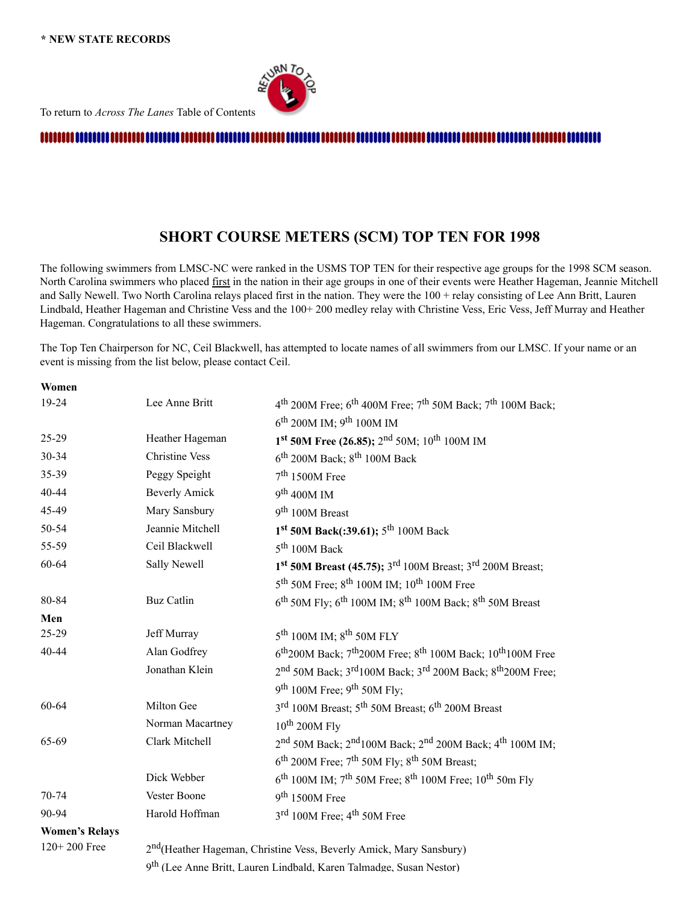**\* NEW STATE RECORDS**

To return to *Across The Lanes* Table of Contents

## SHORT COURSE METERS (SCM) TOP TEN FOR 1998

The following swimmers from LMSC-NC were ranked in the USMS TOP TEN for their respective age groups for the 1998 SCM season. North Carolina swimmers who placed first in the nation in their age groups in one of their events were Heather Hageman, Jeannie Mitchell and Sally Newell. Two North Carolina relays placed first in the nation. They were the 100 + relay consisting of Lee Ann Britt, Lauren Lindbald, Heather Hageman and Christine Vess and the 100+ 200 medley relay with Christine Vess, Eric Vess, Jeff Murray and Heather Hageman. Congratulations to all these swimmers.

The Top Ten Chairperson for NC, Ceil Blackwell, has attempted to locate names of all swimmers from our LMSC. If your name or an event is missing from the list below, please contact Ceil.

| | | |
|---|---|---|
| **Women** | | |
| 19-24 | Lee Anne Britt | 4th 200M Free; 6th 400M Free; 7th 50M Back; 7th 100M Back; 6th 200M IM; 9th 100M IM |
| 25-29 | Heather Hageman | **1st 50M Free (26.85);** 2nd 50M; 10th 100M IM |
| 30-34 | Christine Vess | 6th 200M Back; 8th 100M Back |
| 35-39 | Peggy Speight | 7th 1500M Free |
| 40-44 | Beverly Amick | 9th 400M IM |
| 45-49 | Mary Sansbury | 9th 100M Breast |
| 50-54 | Jeannie Mitchell | **1st 50M Back(:39.61);** 5th 100M Back |
| 55-59 | Ceil Blackwell | 5th 100M Back |
| 60-64 | Sally Newell | **1st 50M Breast (45.75);** 3rd 100M Breast; 3rd 200M Breast; 5th 50M Free; 8th 100M IM; 10th 100M Free |
| 80-84 | Buz Catlin | 6th 50M Fly; 6th 100M IM; 8th 100M Back; 8th 50M Breast |
| **Men** | | |
| 25-29 | Jeff Murray | 5th 100M IM; 8th 50M FLY |
| 40-44 | Alan Godfrey | 6th200M Back; 7th200M Free; 8th 100M Back; 10th100M Free |
| | Jonathan Klein | 2nd 50M Back; 3rd100M Back; 3rd 200M Back; 8th200M Free; 9th 100M Free; 9th 50M Fly; |
| 60-64 | Milton Gee | 3rd 100M Breast; 5th 50M Breast; 6th 200M Breast |
| | Norman Macartney | 10th 200M Fly |
| 65-69 | Clark Mitchell | 2nd 50M Back; 2nd100M Back; 2nd 200M Back; 4th 100M IM; 6th 200M Free; 7th 50M Fly; 8th 50M Breast; |
| | Dick Webber | 6th 100M IM; 7th 50M Free; 8th 100M Free; 10th 50m Fly |
| 70-74 | Vester Boone | 9th 1500M Free |
| 90-94 | Harold Hoffman | 3rd 100M Free; 4th 50M Free |
| **Women's Relays** | | |
| 120+ 200 Free | 2nd(Heather Hageman, Christine Vess, Beverly Amick, Mary Sansbury) | |
| | 9th (Lee Anne Britt, Lauren Lindbald, Karen Talmadge, Susan Nestor) | |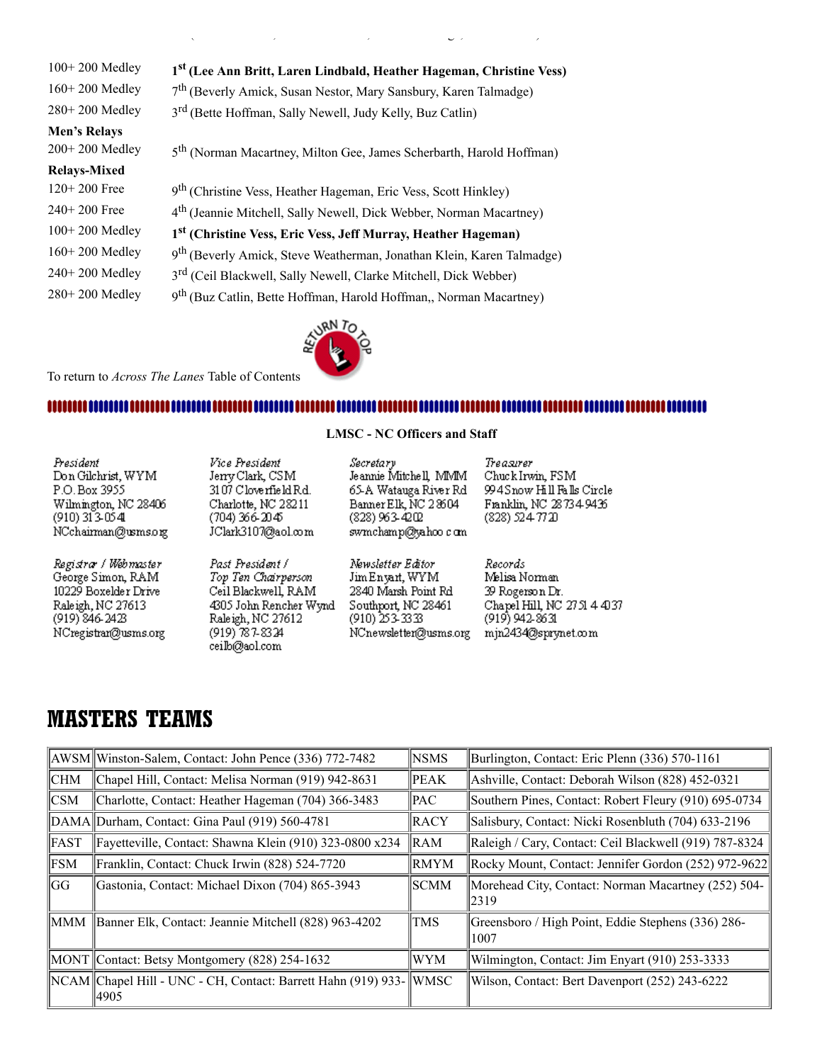| | |
|---|---|
| 100+ 200 Medley | **1st (Lee Ann Britt, Laren Lindbald, Heather Hageman, Christine Vess)** |
| 160+ 200 Medley | 7th (Beverly Amick, Susan Nestor, Mary Sansbury, Karen Talmadge) |
| 280+ 200 Medley | 3rd (Bette Hoffman, Sally Newell, Judy Kelly, Buz Catlin) |
| **Men's Relays** | |
| 200+ 200 Medley | 5th (Norman Macartney, Milton Gee, James Scherbarth, Harold Hoffman) |
| **Relays-Mixed** | |
| 120+ 200 Free | 9th (Christine Vess, Heather Hageman, Eric Vess, Scott Hinkley) |
| 240+ 200 Free | 4th (Jeannie Mitchell, Sally Newell, Dick Webber, Norman Macartney) |
| 100+ 200 Medley | **1st (Christine Vess, Eric Vess, Jeff Murray, Heather Hageman)** |
| 160+ 200 Medley | 9th (Beverly Amick, Steve Weatherman, Jonathan Klein, Karen Talmadge) |
| 240+ 200 Medley | 3rd (Ceil Blackwell, Sally Newell, Clarke Mitchell, Dick Webber) |
| 280+ 200 Medley | 9th (Buz Catlin, Bette Hoffman, Harold Hoffman,, Norman Macartney) |

To return to *Across The Lanes* Table of Contents

**LMSC - NC Officers and Staff**

| *President* | *Vice President* | *Secretary* | *Treasurer* |
|---|---|---|---|
| Don Gilchrist, WYM<br>P.O. Box 3955<br>Wilmington, NC 28406<br>(910) 313-0541<br>NCchairman@usms.org | Jerry Clark, CSM<br>3107 Cloverfield Rd.<br>Charlotte, NC 28211<br>(704) 366-2045<br>JClark3107@aol.com | Jeannie Mitchell, MMM<br>65-A Watauga River Rd<br>Banner Elk, NC 28604<br>(828) 963-4202<br>swmchamp@yahoo.com | Chuck Irwin, FSM<br>994 Snow Hill Falls Circle<br>Franklin, NC 28734-9436<br>(828) 524-7720 |
| *Registrar / Webmaster* | *Past President / Top Ten Chairperson* | *Newsletter Editor* | *Records* |
| George Simon, RAM<br>10229 Boxelder Drive<br>Raleigh, NC 27613<br>(919) 846-2423<br>NCregistrar@usms.org | Ceil Blackwell, RAM<br>4305 John Rencher Wynd<br>Raleigh, NC 27612<br>(919) 787-8324<br>ceilb@aol.com | Jim Enyart, WYM<br>2840 Marsh Point Rd<br>Southport, NC 28461<br>(910) 253-3333<br>NCnewsletter@usms.org | Melisa Norman<br>39 Rogerson Dr.<br>Chapel Hill, NC 27514-4037<br>(919) 942-8631<br>mjn2434@sprynet.com |

# MASTERS TEAMS

| | | | |
|---|---|---|---|
| AWSM | Winston-Salem, Contact: John Pence (336) 772-7482 | NSMS | Burlington, Contact: Eric Plenn (336) 570-1161 |
| CHM | Chapel Hill, Contact: Melisa Norman (919) 942-8631 | PEAK | Ashville, Contact: Deborah Wilson (828) 452-0321 |
| CSM | Charlotte, Contact: Heather Hageman (704) 366-3483 | PAC | Southern Pines, Contact: Robert Fleury (910) 695-0734 |
| DAMA | Durham, Contact: Gina Paul (919) 560-4781 | RACY | Salisbury, Contact: Nicki Rosenbluth (704) 633-2196 |
| FAST | Fayetteville, Contact: Shawna Klein (910) 323-0800 x234 | RAM | Raleigh / Cary, Contact: Ceil Blackwell (919) 787-8324 |
| FSM | Franklin, Contact: Chuck Irwin (828) 524-7720 | RMYM | Rocky Mount, Contact: Jennifer Gordon (252) 972-9622 |
| GG | Gastonia, Contact: Michael Dixon (704) 865-3943 | SCMM | Morehead City, Contact: Norman Macartney (252) 504-2319 |
| MMM | Banner Elk, Contact: Jeannie Mitchell (828) 963-4202 | TMS | Greensboro / High Point, Eddie Stephens (336) 286-1007 |
| MONT | Contact: Betsy Montgomery (828) 254-1632 | WYM | Wilmington, Contact: Jim Enyart (910) 253-3333 |
| NCAM | Chapel Hill - UNC - CH, Contact: Barrett Hahn (919) 933-4905 | WMSC | Wilson, Contact: Bert Davenport (252) 243-6222 |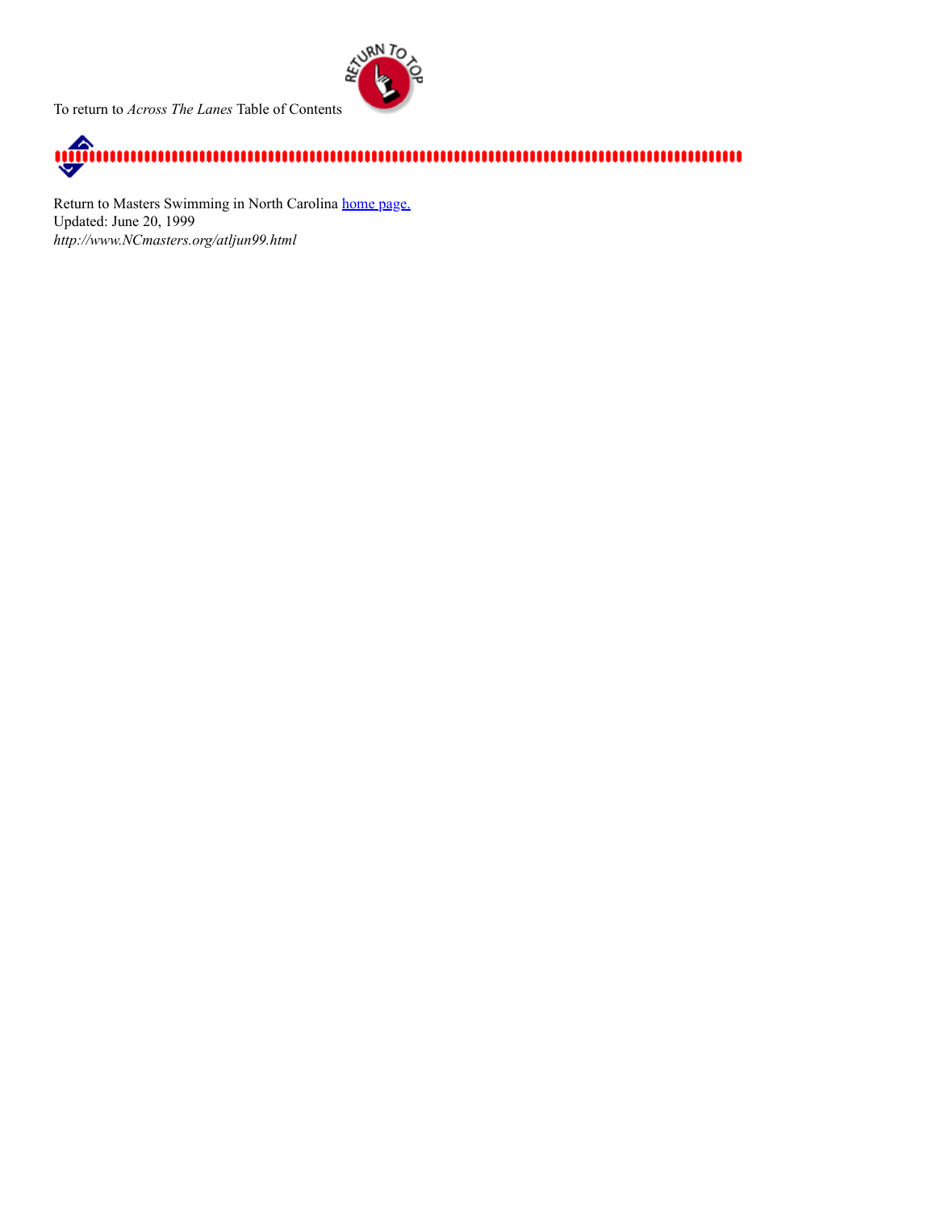To return to *Across The Lanes* Table of Contents

Return to Masters Swimming in North Carolina home page.
Updated: June 20, 1999
*http://www.NCmasters.org/atljun99.html*